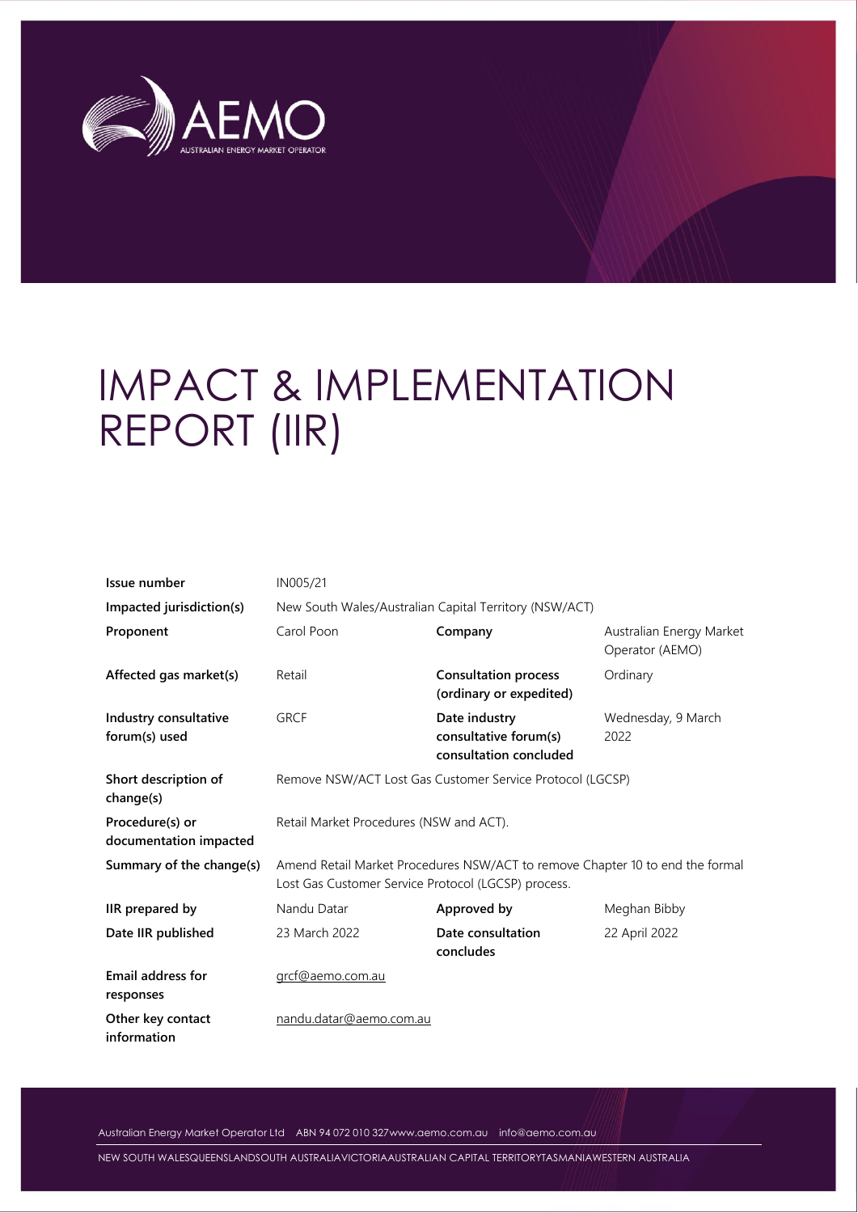# IMPACT & IMPLEMENTATION REPORT (IIR)

| | | | |
|---|---|---|---|
| **Issue number** | IN005/21 | | |
| **Impacted jurisdiction(s)** | New South Wales/Australian Capital Territory (NSW/ACT) | | |
| **Proponent** | Carol Poon | **Company** | Australian Energy Market Operator (AEMO) |
| **Affected gas market(s)** | Retail | **Consultation process (ordinary or expedited)** | Ordinary |
| **Industry consultative forum(s) used** | GRCF | **Date industry consultative forum(s) consultation concluded** | Wednesday, 9 March 2022 |
| **Short description of change(s)** | Remove NSW/ACT Lost Gas Customer Service Protocol (LGCSP) | | |
| **Procedure(s) or documentation impacted** | Retail Market Procedures (NSW and ACT). | | |
| **Summary of the change(s)** | Amend Retail Market Procedures NSW/ACT to remove Chapter 10 to end the formal Lost Gas Customer Service Protocol (LGCSP) process. | | |
| **IIR prepared by** | Nandu Datar | **Approved by** | Meghan Bibby |
| **Date IIR published** | 23 March 2022 | **Date consultation concludes** | 22 April 2022 |
| **Email address for responses** | grcf@aemo.com.au | | |
| **Other key contact information** | nandu.datar@aemo.com.au | | |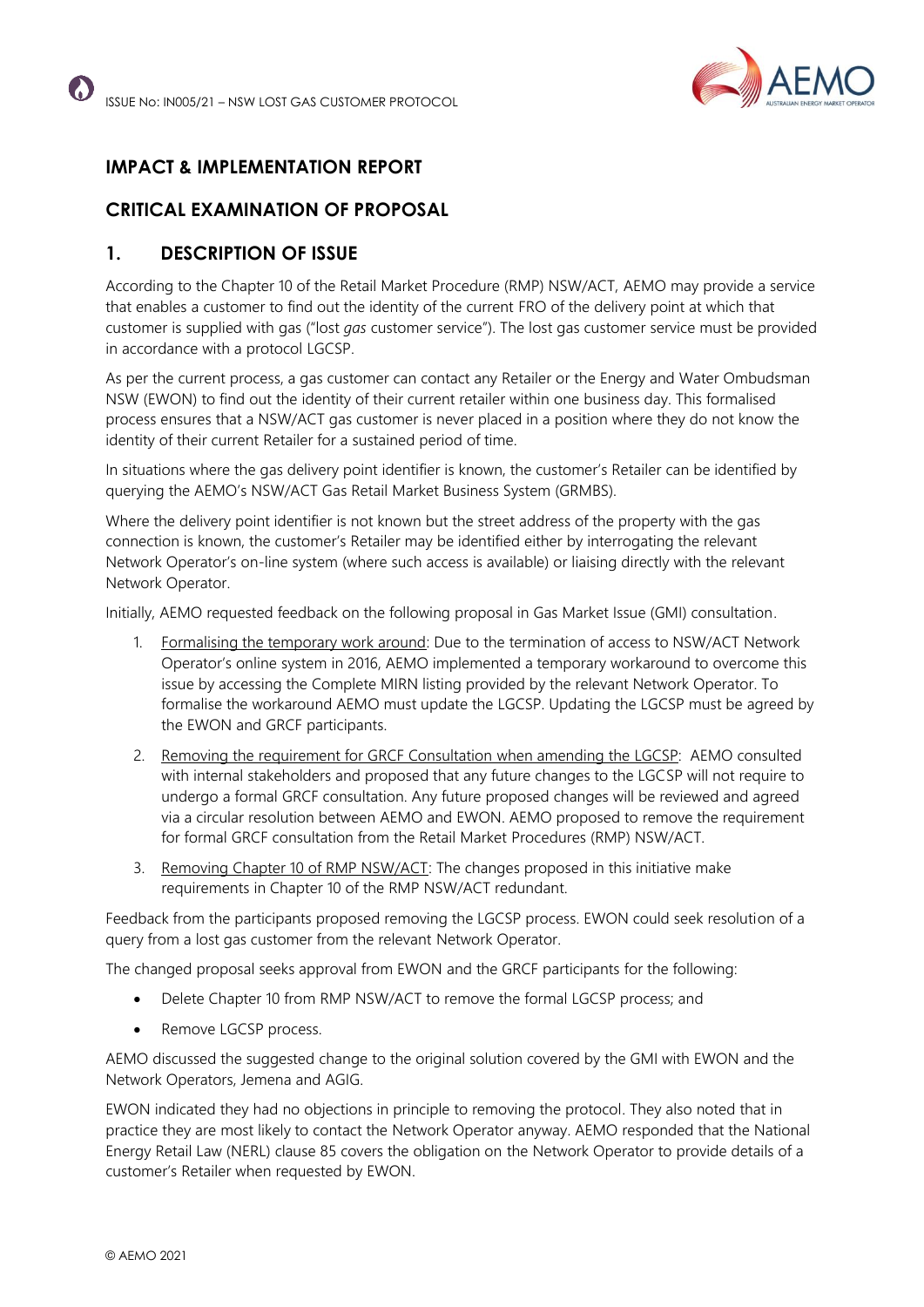## IMPACT & IMPLEMENTATION REPORT

## CRITICAL EXAMINATION OF PROPOSAL

## 1. DESCRIPTION OF ISSUE

According to the Chapter 10 of the Retail Market Procedure (RMP) NSW/ACT, AEMO may provide a service that enables a customer to find out the identity of the current FRO of the delivery point at which that customer is supplied with gas ("lost *gas* customer service"). The lost gas customer service must be provided in accordance with a protocol LGCSP.

As per the current process, a gas customer can contact any Retailer or the Energy and Water Ombudsman NSW (EWON) to find out the identity of their current retailer within one business day. This formalised process ensures that a NSW/ACT gas customer is never placed in a position where they do not know the identity of their current Retailer for a sustained period of time.

In situations where the gas delivery point identifier is known, the customer's Retailer can be identified by querying the AEMO's NSW/ACT Gas Retail Market Business System (GRMBS).

Where the delivery point identifier is not known but the street address of the property with the gas connection is known, the customer's Retailer may be identified either by interrogating the relevant Network Operator's on-line system (where such access is available) or liaising directly with the relevant Network Operator.

Initially, AEMO requested feedback on the following proposal in Gas Market Issue (GMI) consultation.

1. Formalising the temporary work around: Due to the termination of access to NSW/ACT Network Operator's online system in 2016, AEMO implemented a temporary workaround to overcome this issue by accessing the Complete MIRN listing provided by the relevant Network Operator. To formalise the workaround AEMO must update the LGCSP. Updating the LGCSP must be agreed by the EWON and GRCF participants.
2. Removing the requirement for GRCF Consultation when amending the LGCSP: AEMO consulted with internal stakeholders and proposed that any future changes to the LGCSP will not require to undergo a formal GRCF consultation. Any future proposed changes will be reviewed and agreed via a circular resolution between AEMO and EWON. AEMO proposed to remove the requirement for formal GRCF consultation from the Retail Market Procedures (RMP) NSW/ACT.
3. Removing Chapter 10 of RMP NSW/ACT: The changes proposed in this initiative make requirements in Chapter 10 of the RMP NSW/ACT redundant.

Feedback from the participants proposed removing the LGCSP process. EWON could seek resolution of a query from a lost gas customer from the relevant Network Operator.

The changed proposal seeks approval from EWON and the GRCF participants for the following:

- Delete Chapter 10 from RMP NSW/ACT to remove the formal LGCSP process; and
- Remove LGCSP process.

AEMO discussed the suggested change to the original solution covered by the GMI with EWON and the Network Operators, Jemena and AGIG.

EWON indicated they had no objections in principle to removing the protocol. They also noted that in practice they are most likely to contact the Network Operator anyway. AEMO responded that the National Energy Retail Law (NERL) clause 85 covers the obligation on the Network Operator to provide details of a customer's Retailer when requested by EWON.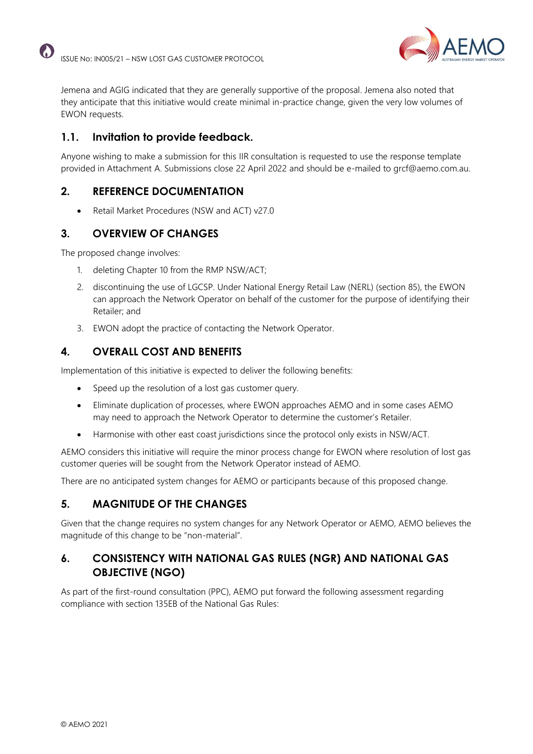Jemena and AGIG indicated that they are generally supportive of the proposal. Jemena also noted that they anticipate that this initiative would create minimal in-practice change, given the very low volumes of EWON requests.

### 1.1. Invitation to provide feedback.

Anyone wishing to make a submission for this IIR consultation is requested to use the response template provided in Attachment A. Submissions close 22 April 2022 and should be e-mailed to grcf@aemo.com.au.

## 2. REFERENCE DOCUMENTATION

- Retail Market Procedures (NSW and ACT) v27.0

## 3. OVERVIEW OF CHANGES

The proposed change involves:

1. deleting Chapter 10 from the RMP NSW/ACT;
2. discontinuing the use of LGCSP. Under National Energy Retail Law (NERL) (section 85), the EWON can approach the Network Operator on behalf of the customer for the purpose of identifying their Retailer; and
3. EWON adopt the practice of contacting the Network Operator.

## 4. OVERALL COST AND BENEFITS

Implementation of this initiative is expected to deliver the following benefits:

- Speed up the resolution of a lost gas customer query.
- Eliminate duplication of processes, where EWON approaches AEMO and in some cases AEMO may need to approach the Network Operator to determine the customer's Retailer.
- Harmonise with other east coast jurisdictions since the protocol only exists in NSW/ACT.

AEMO considers this initiative will require the minor process change for EWON where resolution of lost gas customer queries will be sought from the Network Operator instead of AEMO.

There are no anticipated system changes for AEMO or participants because of this proposed change.

## 5. MAGNITUDE OF THE CHANGES

Given that the change requires no system changes for any Network Operator or AEMO, AEMO believes the magnitude of this change to be "non-material".

## 6. CONSISTENCY WITH NATIONAL GAS RULES (NGR) AND NATIONAL GAS OBJECTIVE (NGO)

As part of the first-round consultation (PPC), AEMO put forward the following assessment regarding compliance with section 135EB of the National Gas Rules: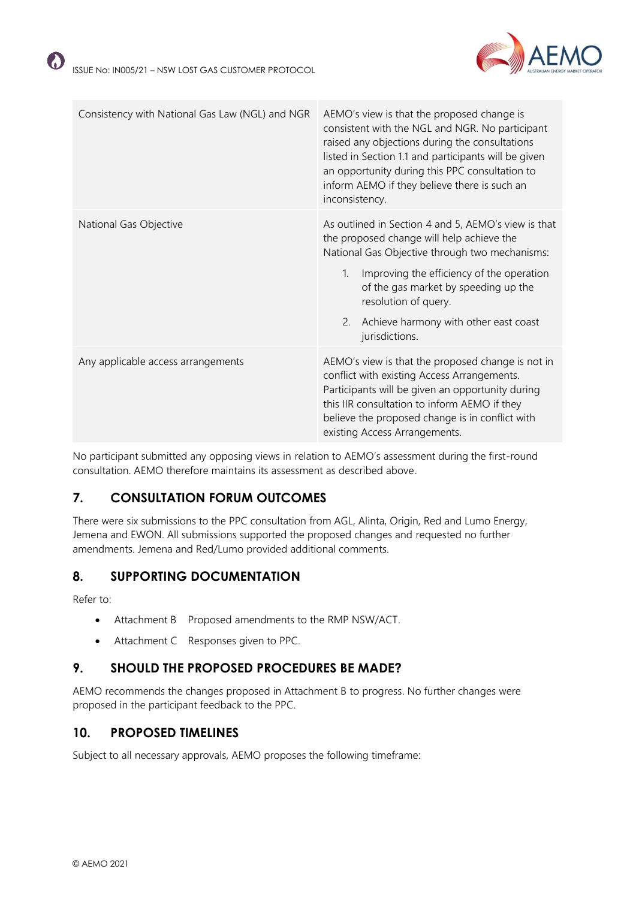| | |
|---|---|
| Consistency with National Gas Law (NGL) and NGR | AEMO's view is that the proposed change is consistent with the NGL and NGR. No participant raised any objections during the consultations listed in Section 1.1 and participants will be given an opportunity during this PPC consultation to inform AEMO if they believe there is such an inconsistency. |
| National Gas Objective | As outlined in Section 4 and 5, AEMO's view is that the proposed change will help achieve the National Gas Objective through two mechanisms: 1. Improving the efficiency of the operation of the gas market by speeding up the resolution of query. 2. Achieve harmony with other east coast jurisdictions. |
| Any applicable access arrangements | AEMO's view is that the proposed change is not in conflict with existing Access Arrangements. Participants will be given an opportunity during this IIR consultation to inform AEMO if they believe the proposed change is in conflict with existing Access Arrangements. |

No participant submitted any opposing views in relation to AEMO's assessment during the first-round consultation. AEMO therefore maintains its assessment as described above.

## 7. CONSULTATION FORUM OUTCOMES

There were six submissions to the PPC consultation from AGL, Alinta, Origin, Red and Lumo Energy, Jemena and EWON. All submissions supported the proposed changes and requested no further amendments. Jemena and Red/Lumo provided additional comments.

## 8. SUPPORTING DOCUMENTATION

Refer to:

- Attachment B Proposed amendments to the RMP NSW/ACT.
- Attachment C Responses given to PPC.

## 9. SHOULD THE PROPOSED PROCEDURES BE MADE?

AEMO recommends the changes proposed in Attachment B to progress. No further changes were proposed in the participant feedback to the PPC.

## 10. PROPOSED TIMELINES

Subject to all necessary approvals, AEMO proposes the following timeframe: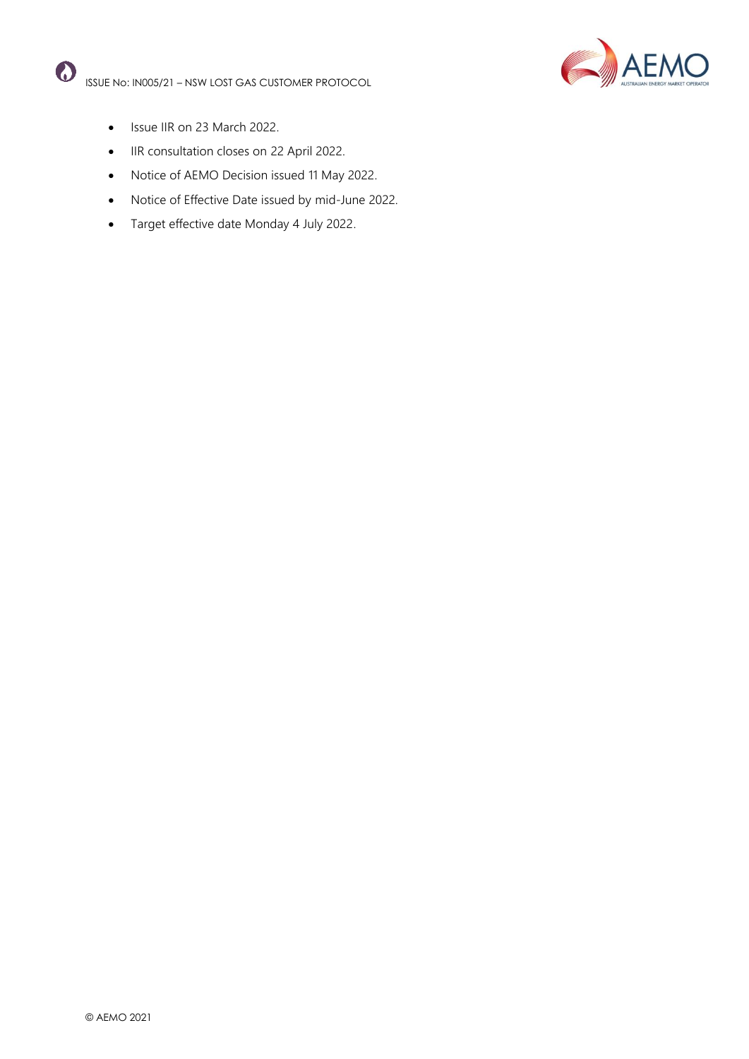- Issue IIR on 23 March 2022.
- IIR consultation closes on 22 April 2022.
- Notice of AEMO Decision issued 11 May 2022.
- Notice of Effective Date issued by mid-June 2022.
- Target effective date Monday 4 July 2022.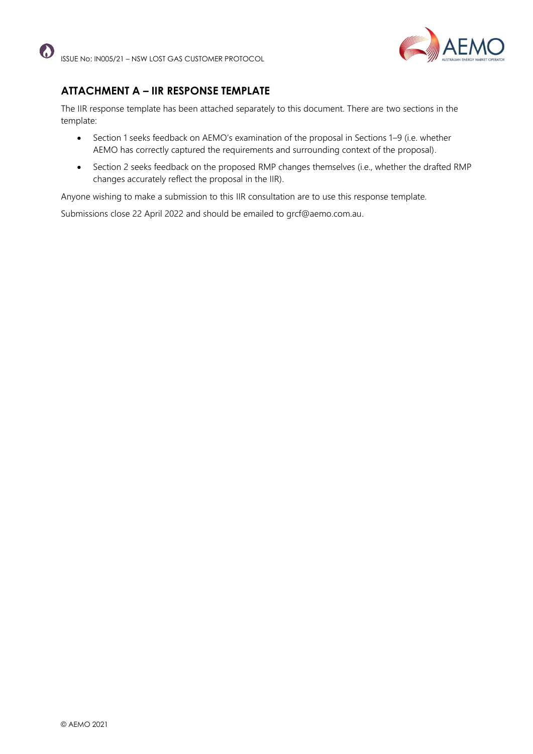## ATTACHMENT A – IIR RESPONSE TEMPLATE

The IIR response template has been attached separately to this document. There are two sections in the template:

- Section 1 seeks feedback on AEMO's examination of the proposal in Sections 1–9 (i.e. whether AEMO has correctly captured the requirements and surrounding context of the proposal).
- Section 2 seeks feedback on the proposed RMP changes themselves (i.e., whether the drafted RMP changes accurately reflect the proposal in the IIR).

Anyone wishing to make a submission to this IIR consultation are to use this response template.

Submissions close 22 April 2022 and should be emailed to grcf@aemo.com.au.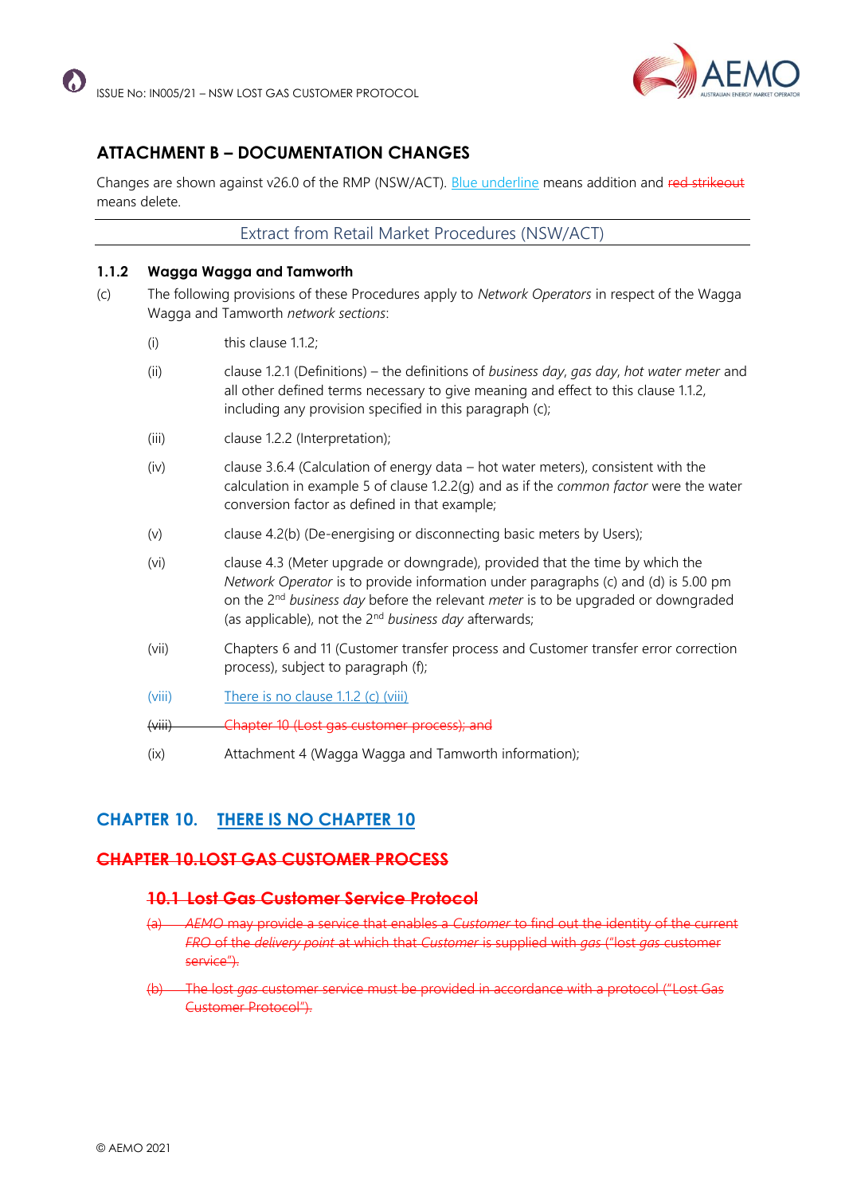## ATTACHMENT B – DOCUMENTATION CHANGES

Changes are shown against v26.0 of the RMP (NSW/ACT). <u>Blue underline</u> means addition and ~~red strikeout~~ means delete.

---

Extract from Retail Market Procedures (NSW/ACT)

---

### 1.1.2 Wagga Wagga and Tamworth

(c) The following provisions of these Procedures apply to *Network Operators* in respect of the Wagga Wagga and Tamworth *network sections*:

(i) this clause 1.1.2;

(ii) clause 1.2.1 (Definitions) – the definitions of *business day*, *gas day*, *hot water meter* and all other defined terms necessary to give meaning and effect to this clause 1.1.2, including any provision specified in this paragraph (c);

(iii) clause 1.2.2 (Interpretation);

(iv) clause 3.6.4 (Calculation of energy data – hot water meters), consistent with the calculation in example 5 of clause 1.2.2(g) and as if the *common factor* were the water conversion factor as defined in that example;

(v) clause 4.2(b) (De-energising or disconnecting basic meters by Users);

(vi) clause 4.3 (Meter upgrade or downgrade), provided that the time by which the *Network Operator* is to provide information under paragraphs (c) and (d) is 5.00 pm on the 2nd *business day* before the relevant *meter* is to be upgraded or downgraded (as applicable), not the 2nd *business day* afterwards;

(vii) Chapters 6 and 11 (Customer transfer process and Customer transfer error correction process), subject to paragraph (f);

<u>(viii) There is no clause 1.1.2 (c) (viii)</u>

~~(viii) Chapter 10 (Lost gas customer process); and~~

(ix) Attachment 4 (Wagga Wagga and Tamworth information);

## CHAPTER 10. <u>THERE IS NO CHAPTER 10</u>

## ~~CHAPTER 10. LOST GAS CUSTOMER PROCESS~~

### ~~10.1 Lost Gas Customer Service Protocol~~

~~(a) *AEMO* may provide a service that enables a *Customer* to find out the identity of the current *FRO* of the *delivery point* at which that *Customer* is supplied with *gas* ("lost *gas* customer service").~~

~~(b) The lost *gas* customer service must be provided in accordance with a protocol ("Lost Gas Customer Protocol").~~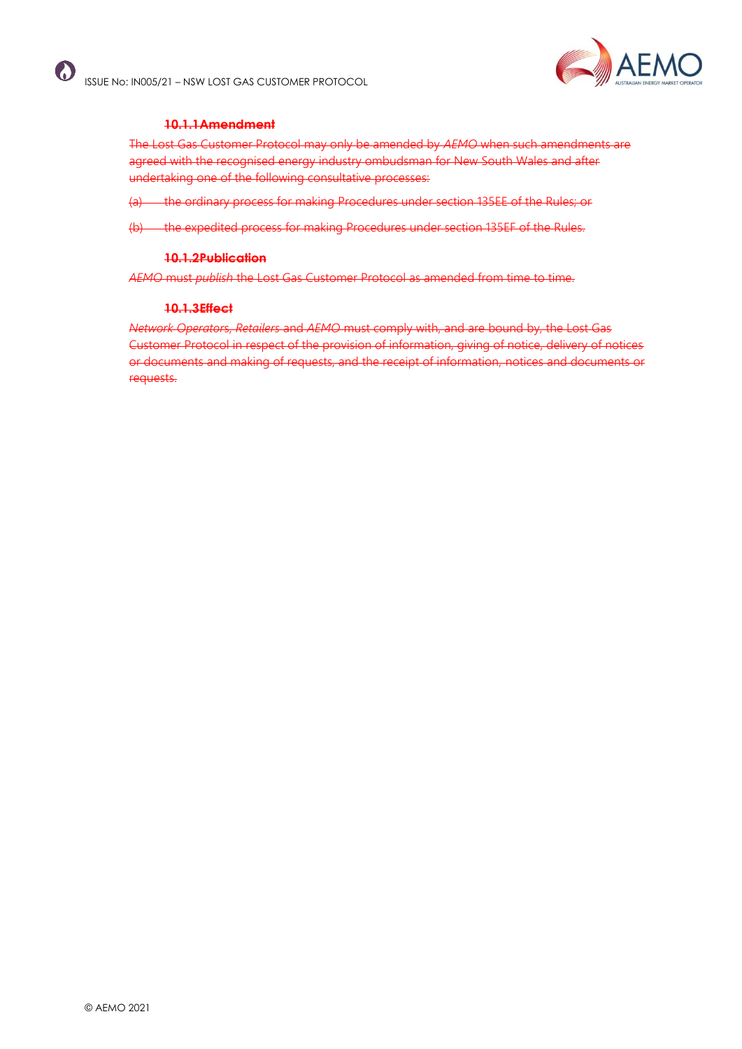~~**10.1.1 Amendment**~~

~~The Lost Gas Customer Protocol may only be amended by *AEMO* when such amendments are agreed with the recognised energy industry ombudsman for New South Wales and after undertaking one of the following consultative processes:~~

~~(a) the ordinary process for making Procedures under section 135EE of the Rules; or~~

~~(b) the expedited process for making Procedures under section 135EF of the Rules.~~

~~**10.1.2 Publication**~~

~~*AEMO* must *publish* the Lost Gas Customer Protocol as amended from time to time.~~

~~**10.1.3 Effect**~~

~~*Network Operators*, *Retailers* and *AEMO* must comply with, and are bound by, the Lost Gas Customer Protocol in respect of the provision of information, giving of notice, delivery of notices or documents and making of requests, and the receipt of information, notices and documents or requests.~~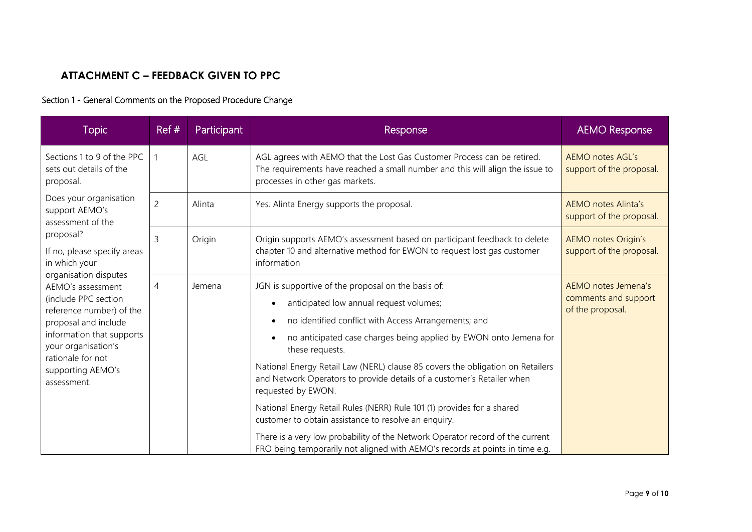# ATTACHMENT C – FEEDBACK GIVEN TO PPC

## Section 1 - General Comments on the Proposed Procedure Change

| Topic | Ref # | Participant | Response | AEMO Response |
|---|---|---|---|---|
| Sections 1 to 9 of the PPC sets out details of the proposal.<br><br>Does your organisation support AEMO's assessment of the proposal?<br><br>If no, please specify areas in which your organisation disputes AEMO's assessment (include PPC section reference number) of the proposal and include information that supports your organisation's rationale for not supporting AEMO's assessment. | 1 | AGL | AGL agrees with AEMO that the Lost Gas Customer Process can be retired. The requirements have reached a small number and this will align the issue to processes in other gas markets. | AEMO notes AGL's support of the proposal. |
| | 2 | Alinta | Yes. Alinta Energy supports the proposal. | AEMO notes Alinta's support of the proposal. |
| | 3 | Origin | Origin supports AEMO's assessment based on participant feedback to delete chapter 10 and alternative method for EWON to request lost gas customer information | AEMO notes Origin's support of the proposal. |
| | 4 | Jemena | JGN is supportive of the proposal on the basis of:<br>• anticipated low annual request volumes;<br>• no identified conflict with Access Arrangements; and<br>• no anticipated case charges being applied by EWON onto Jemena for these requests.<br><br>National Energy Retail Law (NERL) clause 85 covers the obligation on Retailers and Network Operators to provide details of a customer's Retailer when requested by EWON.<br><br>National Energy Retail Rules (NERR) Rule 101 (1) provides for a shared customer to obtain assistance to resolve an enquiry.<br><br>There is a very low probability of the Network Operator record of the current FRO being temporarily not aligned with AEMO's records at points in time e.g. | AEMO notes Jemena's comments and support of the proposal. |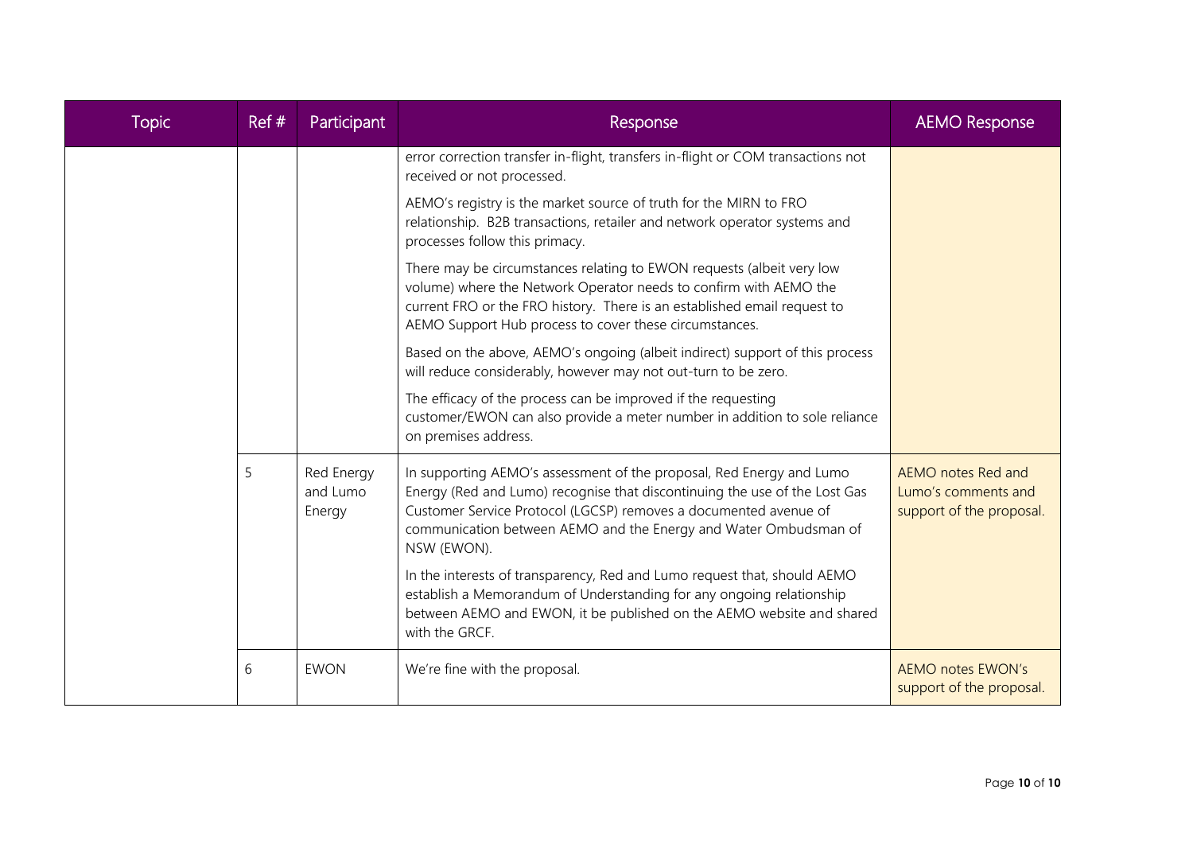| Topic | Ref # | Participant | Response | AEMO Response |
|---|---|---|---|---|
| | | | error correction transfer in-flight, transfers in-flight or COM transactions not received or not processed.<br><br>AEMO's registry is the market source of truth for the MIRN to FRO relationship. B2B transactions, retailer and network operator systems and processes follow this primacy.<br><br>There may be circumstances relating to EWON requests (albeit very low volume) where the Network Operator needs to confirm with AEMO the current FRO or the FRO history. There is an established email request to AEMO Support Hub process to cover these circumstances.<br><br>Based on the above, AEMO's ongoing (albeit indirect) support of this process will reduce considerably, however may not out-turn to be zero.<br><br>The efficacy of the process can be improved if the requesting customer/EWON can also provide a meter number in addition to sole reliance on premises address. | |
| | 5 | Red Energy and Lumo Energy | In supporting AEMO's assessment of the proposal, Red Energy and Lumo Energy (Red and Lumo) recognise that discontinuing the use of the Lost Gas Customer Service Protocol (LGCSP) removes a documented avenue of communication between AEMO and the Energy and Water Ombudsman of NSW (EWON).<br><br>In the interests of transparency, Red and Lumo request that, should AEMO establish a Memorandum of Understanding for any ongoing relationship between AEMO and EWON, it be published on the AEMO website and shared with the GRCF. | AEMO notes Red and Lumo's comments and support of the proposal. |
| | 6 | EWON | We're fine with the proposal. | AEMO notes EWON's support of the proposal. |